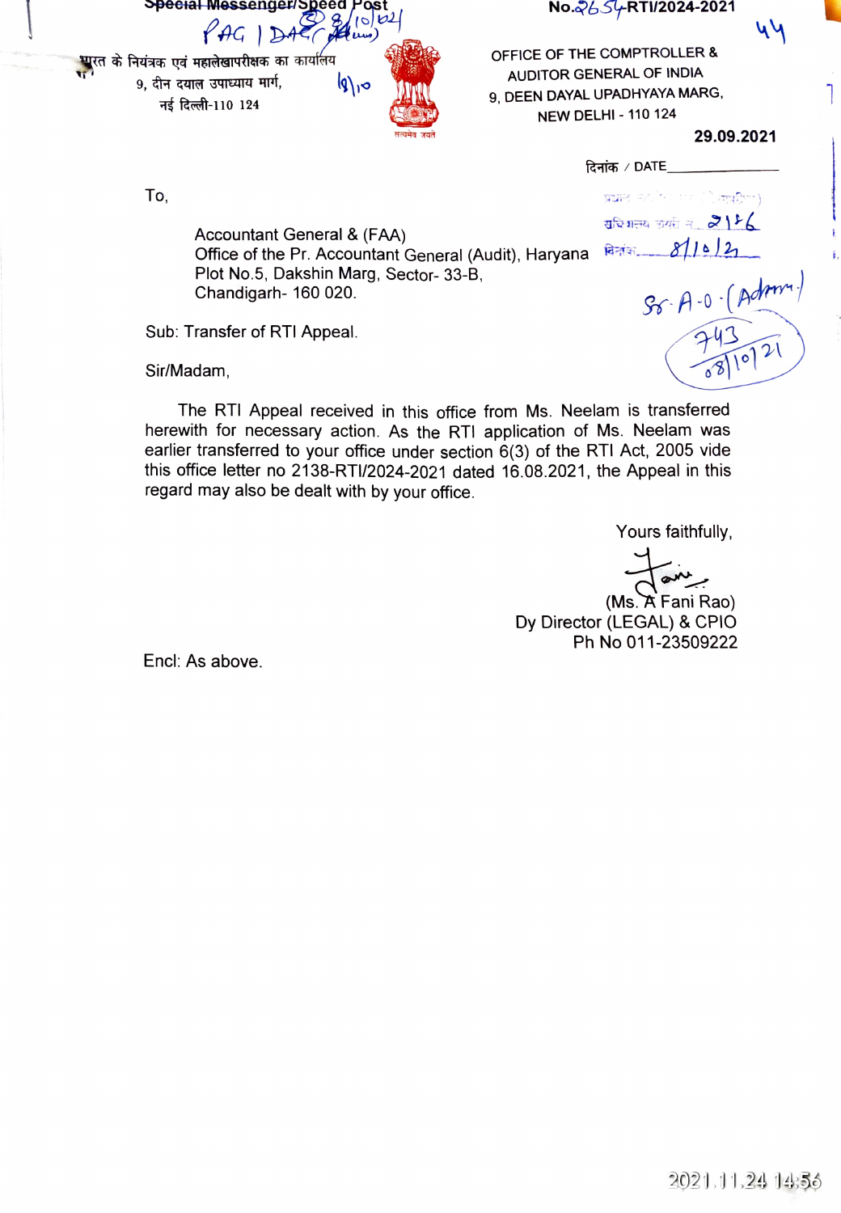Special Messenger/Speed Post

PAG | DAG (Adm) 8/10/21

भारत के नियंत्रक एवं महालेखापरीक्षक का कार्यालय
9, दीन दयाल उपाध्याय मार्ग,
नई दिल्ली-110 124

No.2654-RTI/2024-2021

44

OFFICE OF THE COMPTROLLER & AUDITOR GENERAL OF INDIA
9, DEEN DAYAL UPADHYAYA MARG,
NEW DELHI - 110 124

**29.09.2021**

दिनांक / DATE\_\_\_\_\_\_\_\_\_\_

To,

Accountant General & (FAA)
Office of the Pr. Accountant General (Audit), Haryana
Plot No.5, Dakshin Marg, Sector- 33-B,
Chandigarh- 160 020.

Sub: Transfer of RTI Appeal.

Sir/Madam,

The RTI Appeal received in this office from Ms. Neelam is transferred herewith for necessary action. As the RTI application of Ms. Neelam was earlier transferred to your office under section 6(3) of the RTI Act, 2005 vide this office letter no 2138-RTI/2024-2021 dated 16.08.2021, the Appeal in this regard may also be dealt with by your office.

Yours faithfully,

(Ms. A Fani Rao)
Dy Director (LEGAL) & CPIO
Ph No 011-23509222

Encl: As above.

Sr. A.O. (Admn.)
743
08/10/21

2021.11.24 14:56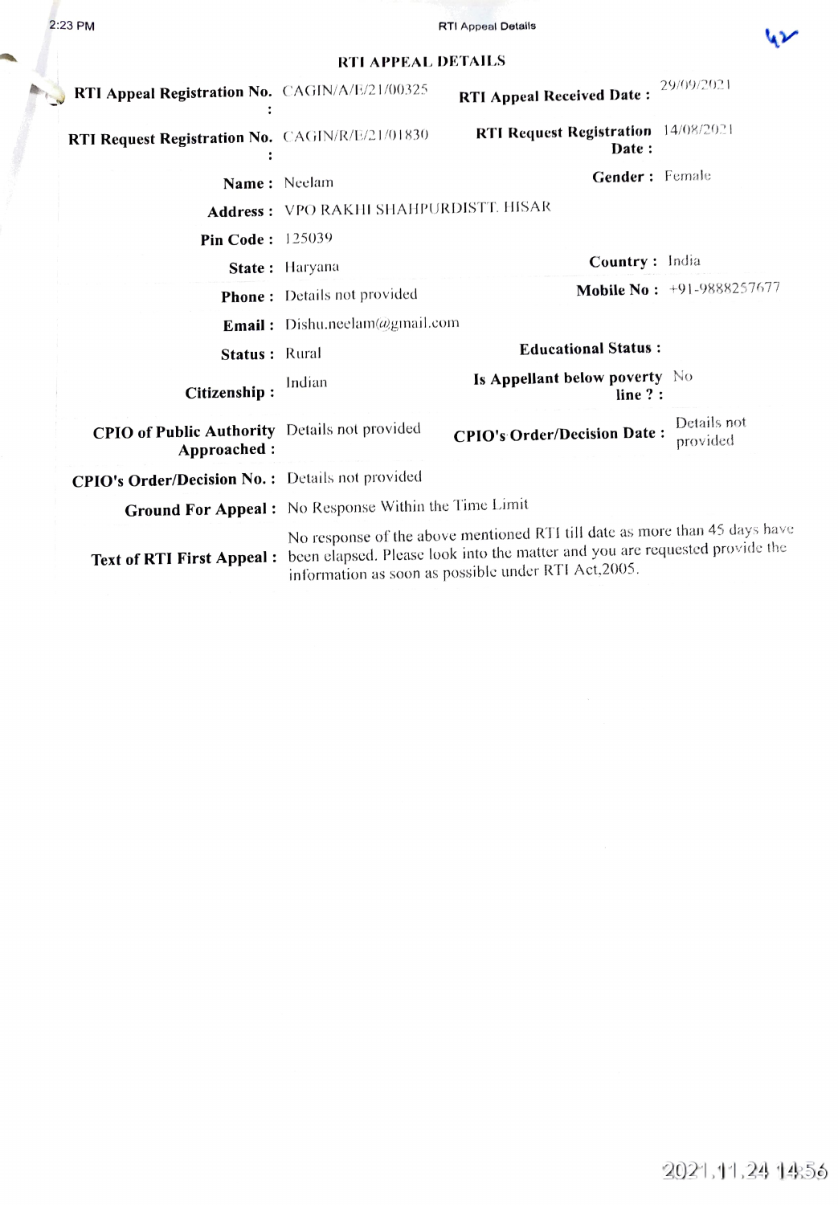# RTI APPEAL DETAILS

| | | | |
|---|---|---|---|
| **RTI Appeal Registration No. :** | CAGIN/A/E/21/00325 | **RTI Appeal Received Date :** | 29/09/2021 |
| **RTI Request Registration No. :** | CAGIN/R/E/21/01830 | **RTI Request Registration Date :** | 14/08/2021 |
| **Name :** | Neelam | **Gender :** | Female |
| **Address :** | VPO RAKHI SHAHPURDISTT. HISAR | | |
| **Pin Code :** | 125039 | | |
| **State :** | Haryana | **Country :** | India |
| **Phone :** | Details not provided | **Mobile No :** | +91-9888257677 |
| **Email :** | Dishu.neelam@gmail.com | | |
| **Status :** | Rural | **Educational Status :** | |
| **Citizenship :** | Indian | **Is Appellant below poverty line ? :** | No |
| **CPIO of Public Authority Approached :** | Details not provided | **CPIO's Order/Decision Date :** | Details not provided |
| **CPIO's Order/Decision No. :** | Details not provided | | |
| **Ground For Appeal :** | No Response Within the Time Limit | | |
| **Text of RTI First Appeal :** | No response of the above mentioned RTI till date as more than 45 days have been elapsed. Please look into the matter and you are requested provide the information as soon as possible under RTI Act,2005. | | |

2021.11.24 14:56